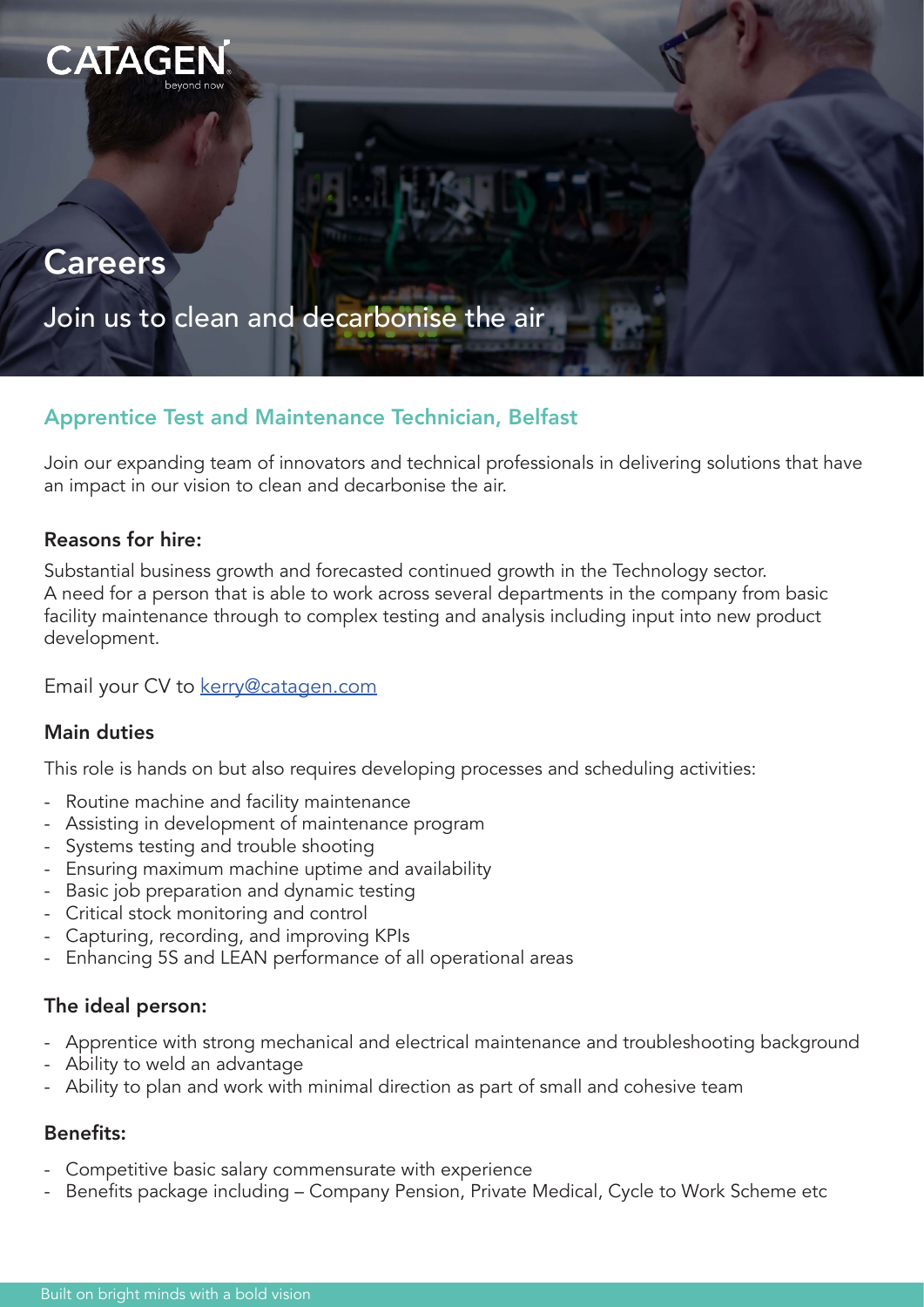CATAGEN

beyond now

# Careers

Join us to clean and decarbonise the air

## Apprentice Test and Maintenance Technician, Belfast

Join our expanding team of innovators and technical professionals in delivering solutions that have an impact in our vision to clean and decarbonise the air.

### Reasons for hire:

Substantial business growth and forecasted continued growth in the Technology sector.
A need for a person that is able to work across several departments in the company from basic facility maintenance through to complex testing and analysis including input into new product development.

Email your CV to kerry@catagen.com

### Main duties

This role is hands on but also requires developing processes and scheduling activities:

- Routine machine and facility maintenance
- Assisting in development of maintenance program
- Systems testing and trouble shooting
- Ensuring maximum machine uptime and availability
- Basic job preparation and dynamic testing
- Critical stock monitoring and control
- Capturing, recording, and improving KPIs
- Enhancing 5S and LEAN performance of all operational areas

### The ideal person:

- Apprentice with strong mechanical and electrical maintenance and troubleshooting background
- Ability to weld an advantage
- Ability to plan and work with minimal direction as part of small and cohesive team

### Benefits:

- Competitive basic salary commensurate with experience
- Benefits package including – Company Pension, Private Medical, Cycle to Work Scheme etc

Built on bright minds with a bold vision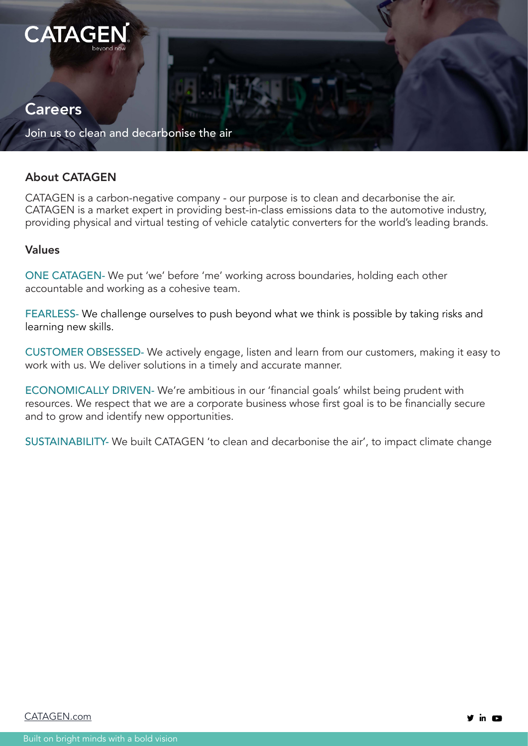CATAGEN
beyond now

# Careers

Join us to clean and decarbonise the air

## About CATAGEN

CATAGEN is a carbon-negative company - our purpose is to clean and decarbonise the air. CATAGEN is a market expert in providing best-in-class emissions data to the automotive industry, providing physical and virtual testing of vehicle catalytic converters for the world's leading brands.

## Values

ONE CATAGEN- We put 'we' before 'me' working across boundaries, holding each other accountable and working as a cohesive team.

FEARLESS- We challenge ourselves to push beyond what we think is possible by taking risks and learning new skills.

CUSTOMER OBSESSED- We actively engage, listen and learn from our customers, making it easy to work with us. We deliver solutions in a timely and accurate manner.

ECONOMICALLY DRIVEN- We're ambitious in our 'financial goals' whilst being prudent with resources. We respect that we are a corporate business whose first goal is to be financially secure and to grow and identify new opportunities.

SUSTAINABILITY- We built CATAGEN 'to clean and decarbonise the air', to impact climate change

CATAGEN.com

Built on bright minds with a bold vision